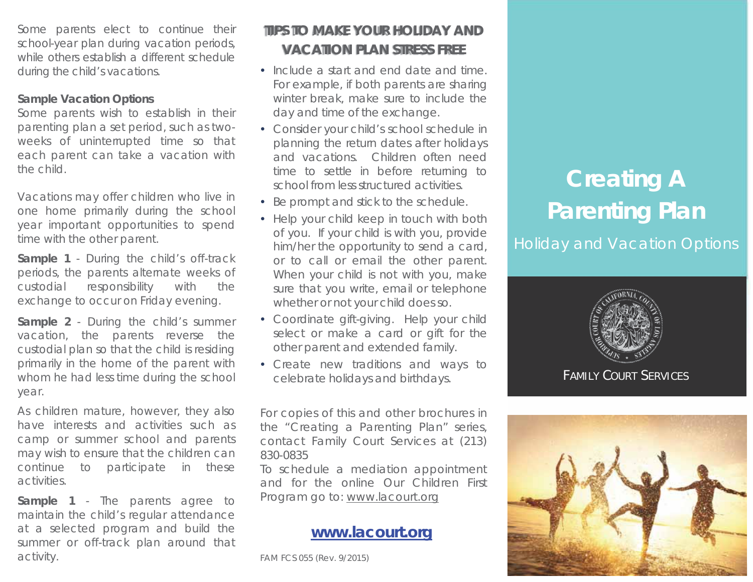Some parents elect to continue their school-year plan during vacation periods, while others establish a different schedule during the child's vacations.

**Sample Vacation Options**

Some parents wish to establish in their parenting plan a set period, such as two-weeks of uninterrupted time so that each parent can take a vacation with the child.

Vacations may offer children who live in one home primarily during the school year important opportunities to spend time with the other parent.

**Sample 1** - During the child's off-track periods, the parents alternate weeks of custodial responsibility with the exchange to occur on Friday evening.

**Sample 2** - During the child's summer vacation, the parents reverse the custodial plan so that the child is residing primarily in the home of the parent with whom he had less time during the school year.

As children mature, however, they also have interests and activities such as camp or summer school and parents may wish to ensure that the children can continue to participate in these activities.

**Sample 1** - The parents agree to maintain the child's regular attendance at a selected program and build the summer or off-track plan around that activity.

## TIPS TO MAKE YOUR HOLIDAY AND VACATION PLAN STRESS FREE

- Include a start and end date and time. For example, if both parents are sharing winter break, make sure to include the day and time of the exchange.
- Consider your child's school schedule in planning the return dates after holidays and vacations. Children often need time to settle in before returning to school from less structured activities.
- Be prompt and stick to the schedule.
- Help your child keep in touch with both of you. If your child is with you, provide him/her the opportunity to send a card, or to call or email the other parent. When your child is not with you, make sure that you write, email or telephone whether or not your child does so.
- Coordinate gift-giving. Help your child select or make a card or gift for the other parent and extended family.
- Create new traditions and ways to celebrate holidays and birthdays.

For copies of this and other brochures in the "Creating a Parenting Plan" series, contact Family Court Services at (213) 830-0835

To schedule a mediation appointment and for the online Our Children First Program go to: www.lacourt.org

**www.lacourt.org**

FAM FCS 055 (Rev. 9/2015)

# Creating A Parenting Plan

## Holiday and Vacation Options

FAMILY COURT SERVICES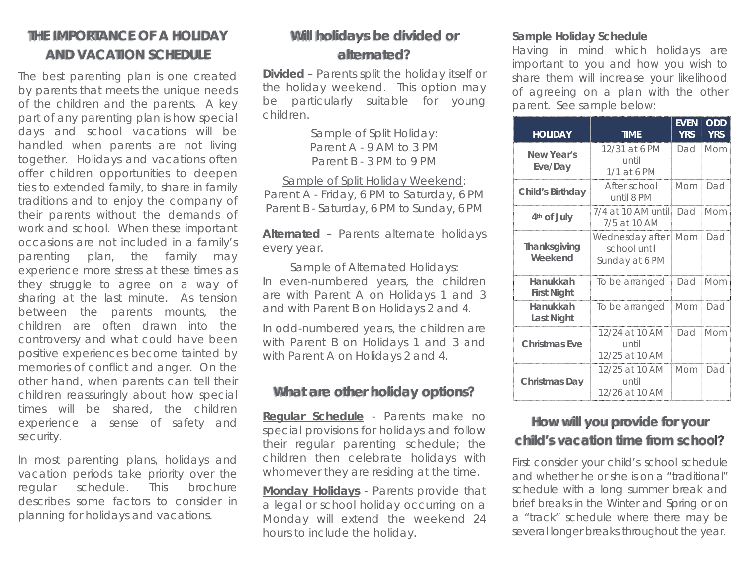## THE IMPORTANCE OF A HOLIDAY AND VACATION SCHEDULE

The best parenting plan is one created by parents that meets the unique needs of the children and the parents. A key part of any parenting plan is how special days and school vacations will be handled when parents are not living together. Holidays and vacations often offer children opportunities to deepen ties to extended family, to share in family traditions and to enjoy the company of their parents without the demands of work and school. When these important occasions are not included in a family's parenting plan, the family may experience more stress at these times as they struggle to agree on a way of sharing at the last minute. As tension between the parents mounts, the children are often drawn into the controversy and what could have been positive experiences become tainted by memories of conflict and anger. On the other hand, when parents can tell their children reassuringly about how special times will be shared, the children experience a sense of safety and security.

In most parenting plans, holidays and vacation periods take priority over the regular schedule. This brochure describes some factors to consider in planning for holidays and vacations.

## Will holidays be divided or alternated?

**Divided** – Parents split the holiday itself or the holiday weekend. This option may be particularly suitable for young children.

Sample of Split Holiday:
Parent A - 9 AM to 3 PM
Parent B - 3 PM to 9 PM

Sample of Split Holiday Weekend:
Parent A - Friday, 6 PM to Saturday, 6 PM
Parent B - Saturday, 6 PM to Sunday, 6 PM

**Alternated** – Parents alternate holidays every year.

Sample of Alternated Holidays:
In even-numbered years, the children are with Parent A on Holidays 1 and 3 and with Parent B on Holidays 2 and 4.

In odd-numbered years, the children are with Parent B on Holidays 1 and 3 and with Parent A on Holidays 2 and 4.

## What are other holiday options?

**Regular Schedule** - Parents make no special provisions for holidays and follow their regular parenting schedule; the children then celebrate holidays with whomever they are residing at the time.

**Monday Holidays** - Parents provide that a legal or school holiday occurring on a Monday will extend the weekend 24 hours to include the holiday.

**Sample Holiday Schedule**

Having in mind which holidays are important to you and how you wish to share them will increase your likelihood of agreeing on a plan with the other parent. See sample below:

| HOLIDAY | TIME | EVEN YRS | ODD YRS |
|---|---|---|---|
| New Year's Eve/Day | 12/31 at 6 PM until 1/1 at 6 PM | Dad | Mom |
| Child's Birthday | After school until 8 PM | Mom | Dad |
| 4th of July | 7/4 at 10 AM until 7/5 at 10 AM | Dad | Mom |
| Thanksgiving Weekend | Wednesday after school until Sunday at 6 PM | Mom | Dad |
| Hanukkah First Night | To be arranged | Dad | Mom |
| Hanukkah Last Night | To be arranged | Mom | Dad |
| Christmas Eve | 12/24 at 10 AM until 12/25 at 10 AM | Dad | Mom |
| Christmas Day | 12/25 at 10 AM until 12/26 at 10 AM | Mom | Dad |

## How will you provide for your child's vacation time from school?

First consider your child's school schedule and whether he or she is on a "traditional" schedule with a long summer break and brief breaks in the Winter and Spring or on a "track" schedule where there may be several longer breaks throughout the year.